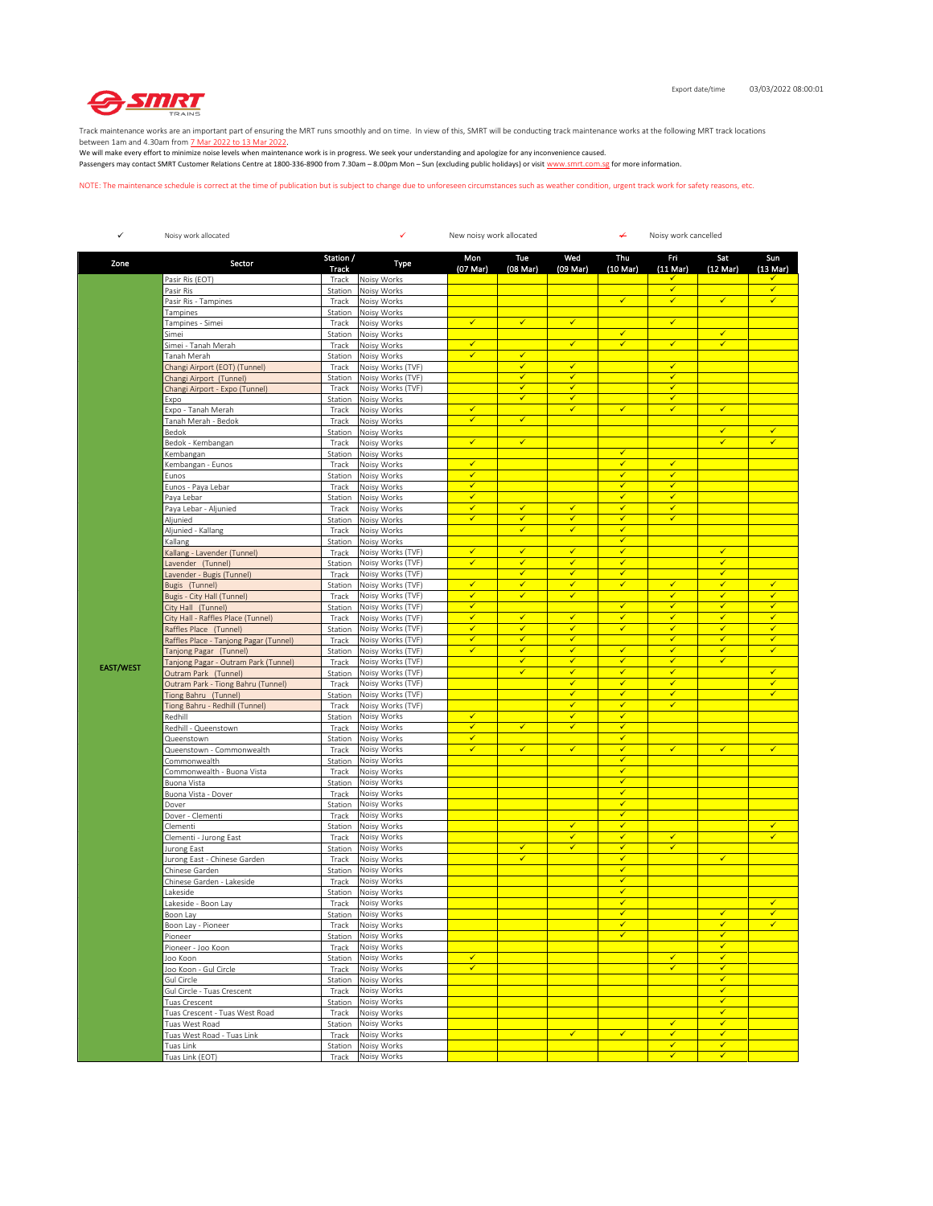Export date/time 03/03/2022 08:00:01

Track maintenance works are an important part of ensuring the MRT runs smoothly and on time. In view of this, SMRT will be conducting track maintenance works at the following MRT track locations between 1am and 4.30am from 7 Mar 2022 to 13 Mar 2022.
We will make every effort to minimize noise levels when maintenance work is in progress. We seek your understanding and apologize for any inconvenience caused.
Passengers may contact SMRT Customer Relations Centre at 1800-336-8900 from 7.30am – 8.00pm Mon – Sun (excluding public holidays) or visit www.smrt.com.sg for more information.

NOTE: The maintenance schedule is correct at the time of publication but is subject to change due to unforeseen circumstances such as weather condition, urgent track work for safety reasons, etc.

✓ Noisy work allocated | ✓ New noisy work allocated | ✓̶ Noisy work cancelled

| Zone | Sector | Station / Track | Type | Mon (07 Mar) | Tue (08 Mar) | Wed (09 Mar) | Thu (10 Mar) | Fri (11 Mar) | Sat (12 Mar) | Sun (13 Mar) |
|---|---|---|---|---|---|---|---|---|---|---|
| EAST/WEST | Pasir Ris (EOT) | Track | Noisy Works | | | | | ✓ | | ✓ |
| | Pasir Ris | Station | Noisy Works | | | | | ✓ | | ✓ |
| | Pasir Ris - Tampines | Track | Noisy Works | | | | ✓ | ✓ | ✓ | ✓ |
| | Tampines | Station | Noisy Works | | | | | | | |
| | Tampines - Simei | Track | Noisy Works | ✓ | ✓ | ✓ | | ✓ | | |
| | Simei | Station | Noisy Works | | | | ✓ | | ✓ | |
| | Simei - Tanah Merah | Track | Noisy Works | ✓ | | ✓ | ✓ | ✓ | ✓ | |
| | Tanah Merah | Station | Noisy Works | ✓ | ✓ | | | | | |
| | Changi Airport (EOT) (Tunnel) | Track | Noisy Works (TVF) | | ✓ | ✓ | | ✓ | | |
| | Changi Airport (Tunnel) | Station | Noisy Works (TVF) | | ✓ | ✓ | | ✓ | | |
| | Changi Airport - Expo (Tunnel) | Track | Noisy Works (TVF) | | ✓ | ✓ | | ✓ | | |
| | Expo | Station | Noisy Works | | ✓ | ✓ | | ✓ | | |
| | Expo - Tanah Merah | Track | Noisy Works | ✓ | | ✓ | ✓ | ✓ | ✓ | |
| | Tanah Merah - Bedok | Track | Noisy Works | ✓ | ✓ | | | | | |
| | Bedok | Station | Noisy Works | | | | | | ✓ | ✓ |
| | Bedok - Kembangan | Track | Noisy Works | ✓ | ✓ | | | | ✓ | ✓ |
| | Kembangan | Station | Noisy Works | | | | ✓ | | | |
| | Kembangan - Eunos | Track | Noisy Works | ✓ | | | ✓ | ✓ | | |
| | Eunos | Station | Noisy Works | ✓ | | | ✓ | ✓ | | |
| | Eunos - Paya Lebar | Track | Noisy Works | ✓ | | | ✓ | ✓ | | |
| | Paya Lebar | Station | Noisy Works | ✓ | | | ✓ | ✓ | | |
| | Paya Lebar - Aljunied | Track | Noisy Works | ✓ | ✓ | ✓ | ✓ | ✓ | | |
| | Aljunied | Station | Noisy Works | ✓ | ✓ | ✓ | ✓ | ✓ | | |
| | Aljunied - Kallang | Track | Noisy Works | | ✓ | ✓ | ✓ | | | |
| | Kallang | Station | Noisy Works | | | | ✓ | | | |
| | Kallang - Lavender (Tunnel) | Track | Noisy Works (TVF) | ✓ | ✓ | ✓ | ✓ | | ✓ | |
| | Lavender (Tunnel) | Station | Noisy Works (TVF) | ✓ | ✓ | ✓ | ✓ | | ✓ | |
| | Lavender - Bugis (Tunnel) | Track | Noisy Works (TVF) | | ✓ | ✓ | ✓ | | ✓ | |
| | Bugis (Tunnel) | Station | Noisy Works (TVF) | ✓ | ✓ | ✓ | ✓ | ✓ | ✓ | ✓ |
| | Bugis - City Hall (Tunnel) | Track | Noisy Works (TVF) | ✓ | ✓ | ✓ | | ✓ | ✓ | ✓ |
| | City Hall (Tunnel) | Station | Noisy Works (TVF) | ✓ | | | ✓ | ✓ | ✓ | ✓ |
| | City Hall - Raffles Place (Tunnel) | Track | Noisy Works (TVF) | ✓ | ✓ | ✓ | ✓ | ✓ | ✓ | ✓ |
| | Raffles Place (Tunnel) | Station | Noisy Works (TVF) | ✓ | ✓ | ✓ | ✓ | ✓ | ✓ | ✓ |
| | Raffles Place - Tanjong Pagar (Tunnel) | Track | Noisy Works (TVF) | ✓ | ✓ | ✓ | | ✓ | ✓ | ✓ |
| | Tanjong Pagar (Tunnel) | Station | Noisy Works (TVF) | ✓ | ✓ | ✓ | ✓ | ✓ | ✓ | ✓ |
| | Tanjong Pagar - Outram Park (Tunnel) | Track | Noisy Works (TVF) | | ✓ | ✓ | ✓ | ✓ | ✓ | |
| | Outram Park (Tunnel) | Station | Noisy Works (TVF) | | ✓ | ✓ | ✓ | ✓ | | ✓ |
| | Outram Park - Tiong Bahru (Tunnel) | Track | Noisy Works (TVF) | | | ✓ | ✓ | ✓ | | ✓ |
| | Tiong Bahru (Tunnel) | Station | Noisy Works (TVF) | | | ✓ | ✓ | ✓ | | ✓ |
| | Tiong Bahru - Redhill (Tunnel) | Track | Noisy Works (TVF) | | | ✓ | ✓ | ✓ | | |
| | Redhill | Station | Noisy Works | ✓ | | ✓ | ✓ | | | |
| | Redhill - Queenstown | Track | Noisy Works | ✓ | ✓ | ✓ | ✓ | | | |
| | Queenstown | Station | Noisy Works | ✓ | | | ✓ | | | |
| | Queenstown - Commonwealth | Track | Noisy Works | ✓ | ✓ | ✓ | ✓ | ✓ | ✓ | ✓ |
| | Commonwealth | Station | Noisy Works | | | | ✓ | | | |
| | Commonwealth - Buona Vista | Track | Noisy Works | | | | ✓ | | | |
| | Buona Vista | Station | Noisy Works | | | | ✓ | | | |
| | Buona Vista - Dover | Track | Noisy Works | | | | ✓ | | | |
| | Dover | Station | Noisy Works | | | | ✓ | | | |
| | Dover - Clementi | Track | Noisy Works | | | | ✓ | | | |
| | Clementi | Station | Noisy Works | | | ✓ | ✓ | | | ✓ |
| | Clementi - Jurong East | Track | Noisy Works | | | ✓ | ✓ | ✓ | | ✓ |
| | Jurong East | Station | Noisy Works | | ✓ | ✓ | ✓ | ✓ | | |
| | Jurong East - Chinese Garden | Track | Noisy Works | | ✓ | | ✓ | | ✓ | |
| | Chinese Garden | Station | Noisy Works | | | | ✓ | | | |
| | Chinese Garden - Lakeside | Track | Noisy Works | | | | ✓ | | | |
| | Lakeside | Station | Noisy Works | | | | ✓ | | | |
| | Lakeside - Boon Lay | Track | Noisy Works | | | | ✓ | | | ✓ |
| | Boon Lay | Station | Noisy Works | | | | ✓ | | ✓ | ✓ |
| | Boon Lay - Pioneer | Track | Noisy Works | | | | ✓ | | ✓ | ✓ |
| | Pioneer | Station | Noisy Works | | | | ✓ | | ✓ | |
| | Pioneer - Joo Koon | Track | Noisy Works | | | | | | ✓ | |
| | Joo Koon | Station | Noisy Works | ✓ | | | | ✓ | ✓ | |
| | Joo Koon - Gul Circle | Track | Noisy Works | ✓ | | | | ✓ | ✓ | |
| | Gul Circle | Station | Noisy Works | | | | | | ✓ | |
| | Gul Circle - Tuas Crescent | Track | Noisy Works | | | | | | ✓ | |
| | Tuas Crescent | Station | Noisy Works | | | | | | ✓ | |
| | Tuas Crescent - Tuas West Road | Track | Noisy Works | | | | | | ✓ | |
| | Tuas West Road | Station | Noisy Works | | | | | ✓ | ✓ | |
| | Tuas West Road - Tuas Link | Track | Noisy Works | | | ✓ | ✓ | ✓ | ✓ | |
| | Tuas Link | Station | Noisy Works | | | | | ✓ | ✓ | |
| | Tuas Link (EOT) | Track | Noisy Works | | | | | ✓ | ✓ | |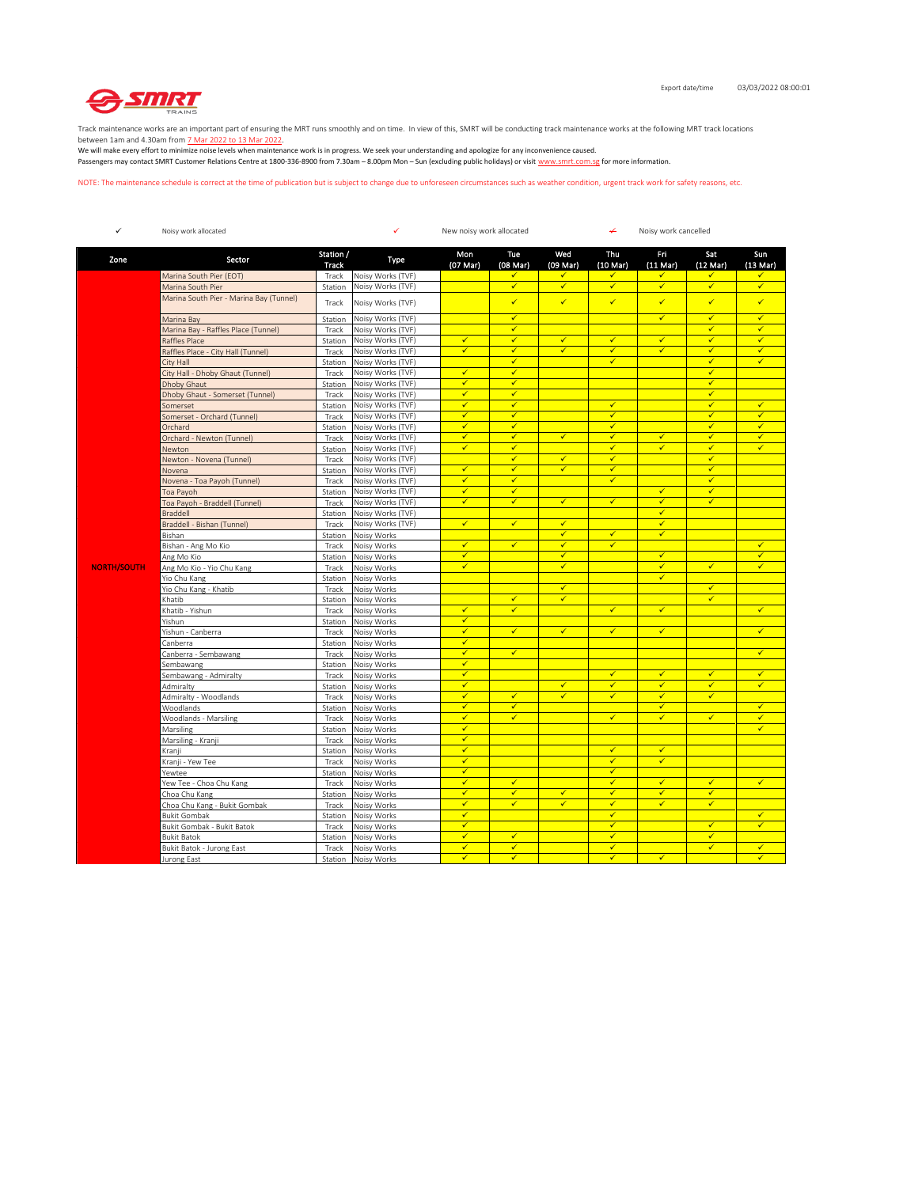Export date/time 03/03/2022 08:00:01

Track maintenance works are an important part of ensuring the MRT runs smoothly and on time. In view of this, SMRT will be conducting track maintenance works at the following MRT track locations between 1am and 4.30am from 7 Mar 2022 to 13 Mar 2022.

We will make every effort to minimize noise levels when maintenance work is in progress. We seek your understanding and apologize for any inconvenience caused.

Passengers may contact SMRT Customer Relations Centre at 1800-336-8900 from 7.30am – 8.00pm Mon – Sun (excluding public holidays) or visit www.smrt.com.sg for more information.

NOTE: The maintenance schedule is correct at the time of publication but is subject to change due to unforeseen circumstances such as weather condition, urgent track work for safety reasons, etc.

✓ Noisy work allocated | ✓ New noisy work allocated | ✓̶ Noisy work cancelled

| Zone | Sector | Station / Track | Type | Mon (07 Mar) | Tue (08 Mar) | Wed (09 Mar) | Thu (10 Mar) | Fri (11 Mar) | Sat (12 Mar) | Sun (13 Mar) |
|---|---|---|---|---|---|---|---|---|---|---|
| NORTH/SOUTH | Marina South Pier (EOT) | Track | Noisy Works (TVF) | | ✓ | ✓ | ✓ | ✓ | ✓ | ✓ |
| | Marina South Pier | Station | Noisy Works (TVF) | | ✓ | ✓ | ✓ | ✓ | ✓ | ✓ |
| | Marina South Pier - Marina Bay (Tunnel) | Track | Noisy Works (TVF) | | ✓ | ✓ | ✓ | ✓ | ✓ | ✓ |
| | Marina Bay | Station | Noisy Works (TVF) | | ✓ | | | ✓ | ✓ | ✓ |
| | Marina Bay - Raffles Place (Tunnel) | Track | Noisy Works (TVF) | | ✓ | | | | ✓ | ✓ |
| | Raffles Place | Station | Noisy Works (TVF) | ✓ | ✓ | ✓ | ✓ | ✓ | ✓ | ✓ |
| | Raffles Place - City Hall (Tunnel) | Track | Noisy Works (TVF) | ✓ | ✓ | ✓ | ✓ | ✓ | ✓ | ✓ |
| | City Hall | Station | Noisy Works (TVF) | | ✓ | | ✓ | | ✓ | ✓ |
| | City Hall - Dhoby Ghaut (Tunnel) | Track | Noisy Works (TVF) | ✓ | ✓ | | | | ✓ | |
| | Dhoby Ghaut | Station | Noisy Works (TVF) | ✓ | ✓ | | | | ✓ | |
| | Dhoby Ghaut - Somerset (Tunnel) | Track | Noisy Works (TVF) | ✓ | ✓ | | | | ✓ | |
| | Somerset | Station | Noisy Works (TVF) | ✓ | ✓ | | ✓ | | ✓ | ✓ |
| | Somerset - Orchard (Tunnel) | Track | Noisy Works (TVF) | ✓ | ✓ | | ✓ | | ✓ | ✓ |
| | Orchard | Station | Noisy Works (TVF) | ✓ | ✓ | | ✓ | | ✓ | ✓ |
| | Orchard - Newton (Tunnel) | Track | Noisy Works (TVF) | ✓ | ✓ | ✓ | ✓ | ✓ | ✓ | ✓ |
| | Newton | Station | Noisy Works (TVF) | ✓ | ✓ | | ✓ | ✓ | ✓ | ✓ |
| | Newton - Novena (Tunnel) | Track | Noisy Works (TVF) | | ✓ | ✓ | ✓ | | ✓ | |
| | Novena | Station | Noisy Works (TVF) | ✓ | ✓ | ✓ | ✓ | | ✓ | |
| | Novena - Toa Payoh (Tunnel) | Track | Noisy Works (TVF) | ✓ | ✓ | | ✓ | | ✓ | |
| | Toa Payoh | Station | Noisy Works (TVF) | ✓ | ✓ | | | ✓ | ✓ | |
| | Toa Payoh - Braddell (Tunnel) | Track | Noisy Works (TVF) | ✓ | ✓ | ✓ | ✓ | ✓ | ✓ | |
| | Braddell | Station | Noisy Works (TVF) | | | | | ✓ | | |
| | Braddell - Bishan (Tunnel) | Track | Noisy Works (TVF) | ✓ | ✓ | ✓ | | ✓ | | |
| | Bishan | Station | Noisy Works | | | ✓ | ✓ | ✓ | | |
| | Bishan - Ang Mo Kio | Track | Noisy Works | ✓ | ✓ | ✓ | ✓ | | | ✓ |
| | Ang Mo Kio | Station | Noisy Works | ✓ | | ✓ | | ✓ | | ✓ |
| | Ang Mo Kio - Yio Chu Kang | Track | Noisy Works | ✓ | | ✓ | | ✓ | ✓ | ✓ |
| | Yio Chu Kang | Station | Noisy Works | | | | | ✓ | | |
| | Yio Chu Kang - Khatib | Track | Noisy Works | | | ✓ | | | ✓ | |
| | Khatib | Station | Noisy Works | | ✓ | ✓ | | | ✓ | |
| | Khatib - Yishun | Track | Noisy Works | ✓ | ✓ | | ✓ | ✓ | | ✓ |
| | Yishun | Station | Noisy Works | ✓ | | | | | | |
| | Yishun - Canberra | Track | Noisy Works | ✓ | ✓ | ✓ | ✓ | ✓ | | ✓ |
| | Canberra | Station | Noisy Works | ✓ | | | | | | |
| | Canberra - Sembawang | Track | Noisy Works | ✓ | ✓ | | | | | ✓ |
| | Sembawang | Station | Noisy Works | ✓ | | | | | | |
| | Sembawang - Admiralty | Track | Noisy Works | ✓ | | | ✓ | ✓ | ✓ | ✓ |
| | Admiralty | Station | Noisy Works | ✓ | | ✓ | ✓ | ✓ | ✓ | ✓ |
| | Admiralty - Woodlands | Track | Noisy Works | ✓ | ✓ | ✓ | ✓ | ✓ | ✓ | |
| | Woodlands | Station | Noisy Works | ✓ | ✓ | | | ✓ | | ✓ |
| | Woodlands - Marsiling | Track | Noisy Works | ✓ | ✓ | | ✓ | ✓ | ✓ | ✓ |
| | Marsiling | Station | Noisy Works | ✓ | | | | | | ✓ |
| | Marsiling - Kranji | Track | Noisy Works | ✓ | | | | | | |
| | Kranji | Station | Noisy Works | ✓ | | | ✓ | ✓ | | |
| | Kranji - Yew Tee | Track | Noisy Works | ✓ | | | ✓ | ✓ | | |
| | Yewtee | Station | Noisy Works | ✓ | | | ✓ | | | |
| | Yew Tee - Choa Chu Kang | Track | Noisy Works | ✓ | ✓ | | ✓ | ✓ | ✓ | ✓ |
| | Choa Chu Kang | Station | Noisy Works | ✓ | ✓ | ✓ | ✓ | ✓ | ✓ | |
| | Choa Chu Kang - Bukit Gombak | Track | Noisy Works | ✓ | ✓ | ✓ | ✓ | ✓ | ✓ | |
| | Bukit Gombak | Station | Noisy Works | ✓ | | | ✓ | | | ✓ |
| | Bukit Gombak - Bukit Batok | Track | Noisy Works | ✓ | | | ✓ | | ✓ | ✓ |
| | Bukit Batok | Station | Noisy Works | ✓ | ✓ | | ✓ | | ✓ | |
| | Bukit Batok - Jurong East | Track | Noisy Works | ✓ | ✓ | | ✓ | | ✓ | ✓ |
| | Jurong East | Station | Noisy Works | ✓ | ✓ | | ✓ | ✓ | | ✓ |